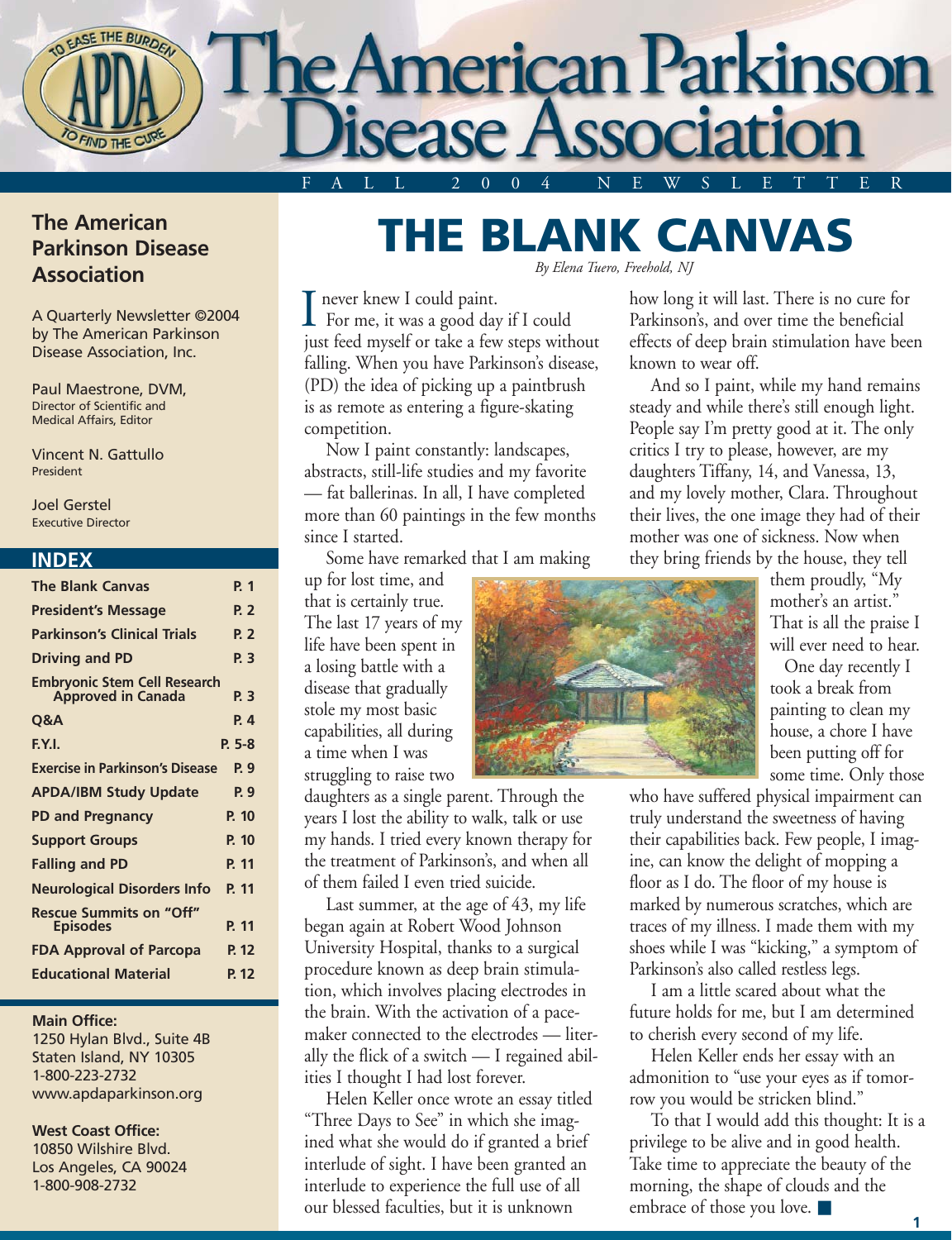# The American Parkinson Disease Association

FALL 2004 NEWSLETTER

## The American Parkinson Disease Association

A Quarterly Newsletter ©2004 by The American Parkinson Disease Association, Inc.

Paul Maestrone, DVM,
Director of Scientific and Medical Affairs, Editor

Vincent N. Gattullo
President

Joel Gerstel
Executive Director

### INDEX

| | |
|---|---|
| The Blank Canvas | P. 1 |
| President's Message | P. 2 |
| Parkinson's Clinical Trials | P. 2 |
| Driving and PD | P. 3 |
| Embryonic Stem Cell Research Approved in Canada | P. 3 |
| Q&A | P. 4 |
| F.Y.I. | P. 5-8 |
| Exercise in Parkinson's Disease | P. 9 |
| APDA/IBM Study Update | P. 9 |
| PD and Pregnancy | P. 10 |
| Support Groups | P. 10 |
| Falling and PD | P. 11 |
| Neurological Disorders Info | P. 11 |
| Rescue Summits on "Off" Episodes | P. 11 |
| FDA Approval of Parcopa | P. 12 |
| Educational Material | P. 12 |

**Main Office:**
1250 Hylan Blvd., Suite 4B
Staten Island, NY 10305
1-800-223-2732
www.apdaparkinson.org

**West Coast Office:**
10850 Wilshire Blvd.
Los Angeles, CA 90024
1-800-908-2732

# THE BLANK CANVAS

*By Elena Tuero, Freehold, NJ*

I never knew I could paint.

For me, it was a good day if I could just feed myself or take a few steps without falling. When you have Parkinson's disease, (PD) the idea of picking up a paintbrush is as remote as entering a figure-skating competition.

Now I paint constantly: landscapes, abstracts, still-life studies and my favorite — fat ballerinas. In all, I have completed more than 60 paintings in the few months since I started.

Some have remarked that I am making up for lost time, and that is certainly true. The last 17 years of my life have been spent in a losing battle with a disease that gradually stole my most basic capabilities, all during a time when I was struggling to raise two daughters as a single parent. Through the years I lost the ability to walk, talk or use my hands. I tried every known therapy for the treatment of Parkinson's, and when all of them failed I even tried suicide.

Last summer, at the age of 43, my life began again at Robert Wood Johnson University Hospital, thanks to a surgical procedure known as deep brain stimulation, which involves placing electrodes in the brain. With the activation of a pacemaker connected to the electrodes — literally the flick of a switch — I regained abilities I thought I had lost forever.

Helen Keller once wrote an essay titled "Three Days to See" in which she imagined what she would do if granted a brief interlude of sight. I have been granted an interlude to experience the full use of all our blessed faculties, but it is unknown how long it will last. There is no cure for Parkinson's, and over time the beneficial effects of deep brain stimulation have been known to wear off.

And so I paint, while my hand remains steady and while there's still enough light. People say I'm pretty good at it. The only critics I try to please, however, are my daughters Tiffany, 14, and Vanessa, 13, and my lovely mother, Clara. Throughout their lives, the one image they had of their mother was one of sickness. Now when they bring friends by the house, they tell them proudly, "My mother's an artist." That is all the praise I will ever need to hear.

One day recently I took a break from painting to clean my house, a chore I have been putting off for some time. Only those who have suffered physical impairment can truly understand the sweetness of having their capabilities back. Few people, I imagine, can know the delight of mopping a floor as I do. The floor of my house is marked by numerous scratches, which are traces of my illness. I made them with my shoes while I was "kicking," a symptom of Parkinson's also called restless legs.

I am a little scared about what the future holds for me, but I am determined to cherish every second of my life.

Helen Keller ends her essay with an admonition to "use your eyes as if tomorrow you would be stricken blind."

To that I would add this thought: It is a privilege to be alive and in good health. Take time to appreciate the beauty of the morning, the shape of clouds and the embrace of those you love. ■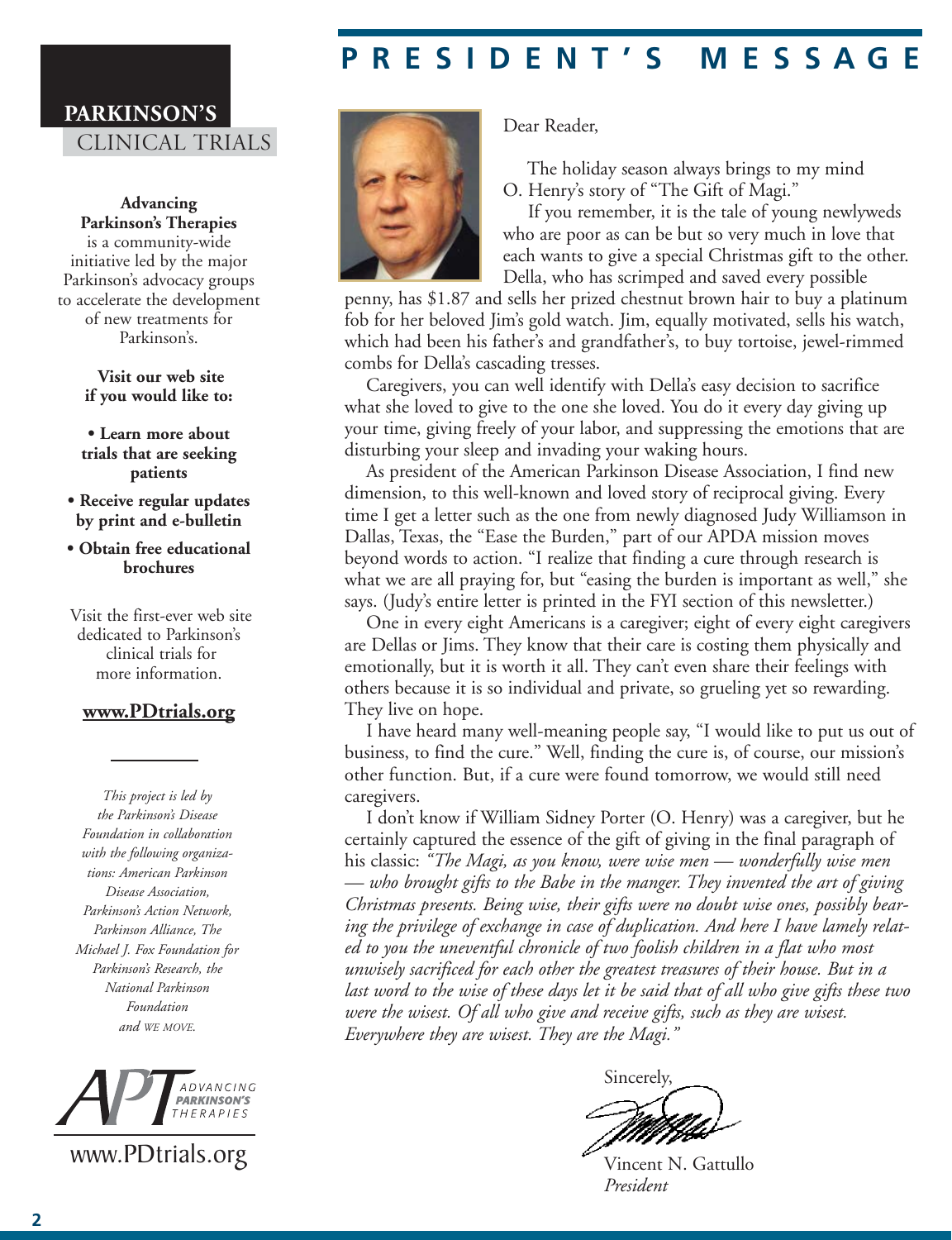# PRESIDENT'S MESSAGE

Dear Reader,

The holiday season always brings to my mind O. Henry's story of "The Gift of Magi."

If you remember, it is the tale of young newlyweds who are poor as can be but so very much in love that each wants to give a special Christmas gift to the other. Della, who has scrimped and saved every possible penny, has $1.87 and sells her prized chestnut brown hair to buy a platinum fob for her beloved Jim's gold watch. Jim, equally motivated, sells his watch, which had been his father's and grandfather's, to buy tortoise, jewel-rimmed combs for Della's cascading tresses.

Caregivers, you can well identify with Della's easy decision to sacrifice what she loved to give to the one she loved. You do it every day giving up your time, giving freely of your labor, and suppressing the emotions that are disturbing your sleep and invading your waking hours.

As president of the American Parkinson Disease Association, I find new dimension, to this well-known and loved story of reciprocal giving. Every time I get a letter such as the one from newly diagnosed Judy Williamson in Dallas, Texas, the "Ease the Burden," part of our APDA mission moves beyond words to action. "I realize that finding a cure through research is what we are all praying for, but "easing the burden is important as well," she says. (Judy's entire letter is printed in the FYI section of this newsletter.)

One in every eight Americans is a caregiver; eight of every eight caregivers are Dellas or Jims. They know that their care is costing them physically and emotionally, but it is worth it all. They can't even share their feelings with others because it is so individual and private, so grueling yet so rewarding. They live on hope.

I have heard many well-meaning people say, "I would like to put us out of business, to find the cure." Well, finding the cure is, of course, our mission's other function. But, if a cure were found tomorrow, we would still need caregivers.

I don't know if William Sidney Porter (O. Henry) was a caregiver, but he certainly captured the essence of the gift of giving in the final paragraph of his classic: *"The Magi, as you know, were wise men — wonderfully wise men — who brought gifts to the Babe in the manger. They invented the art of giving Christmas presents. Being wise, their gifts were no doubt wise ones, possibly bearing the privilege of exchange in case of duplication. And here I have lamely related to you the uneventful chronicle of two foolish children in a flat who most unwisely sacrificed for each other the greatest treasures of their house. But in a last word to the wise of these days let it be said that of all who give gifts these two were the wisest. Of all who give and receive gifts, such as they are wisest. Everywhere they are wisest. They are the Magi."*

Sincerely,

Vincent N. Gattullo
*President*

---

**PARKINSON'S**
CLINICAL TRIALS

**Advancing Parkinson's Therapies** is a community-wide initiative led by the major Parkinson's advocacy groups to accelerate the development of new treatments for Parkinson's.

**Visit our web site if you would like to:**

- **Learn more about trials that are seeking patients**
- **Receive regular updates by print and e-bulletin**
- **Obtain free educational brochures**

Visit the first-ever web site dedicated to Parkinson's clinical trials for more information.

**www.PDtrials.org**

*This project is led by the Parkinson's Disease Foundation in collaboration with the following organizations: American Parkinson Disease Association, Parkinson's Action Network, Parkinson Alliance, The Michael J. Fox Foundation for Parkinson's Research, the National Parkinson Foundation and WE MOVE.*

APT ADVANCING PARKINSON'S THERAPIES

www.PDtrials.org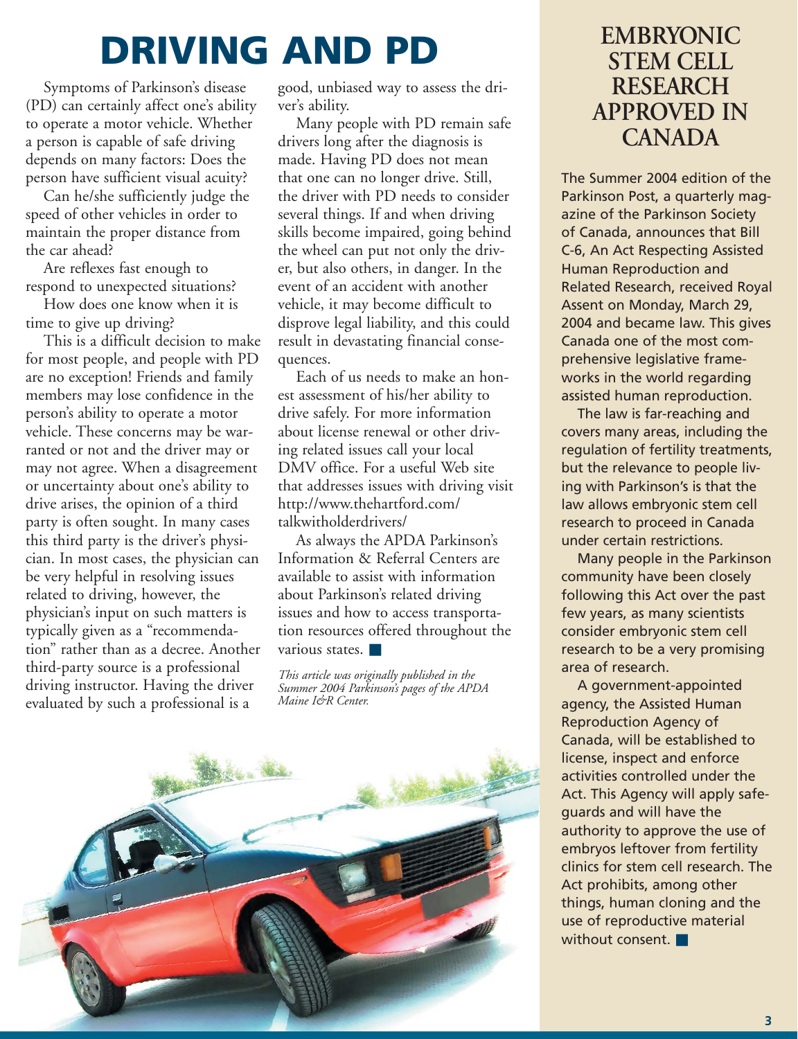# DRIVING AND PD

Symptoms of Parkinson's disease (PD) can certainly affect one's ability to operate a motor vehicle. Whether a person is capable of safe driving depends on many factors: Does the person have sufficient visual acuity?

Can he/she sufficiently judge the speed of other vehicles in order to maintain the proper distance from the car ahead?

Are reflexes fast enough to respond to unexpected situations?

How does one know when it is time to give up driving?

This is a difficult decision to make for most people, and people with PD are no exception! Friends and family members may lose confidence in the person's ability to operate a motor vehicle. These concerns may be warranted or not and the driver may or may not agree. When a disagreement or uncertainty about one's ability to drive arises, the opinion of a third party is often sought. In many cases this third party is the driver's physician. In most cases, the physician can be very helpful in resolving issues related to driving, however, the physician's input on such matters is typically given as a "recommendation" rather than as a decree. Another third-party source is a professional driving instructor. Having the driver evaluated by such a professional is a good, unbiased way to assess the driver's ability.

Many people with PD remain safe drivers long after the diagnosis is made. Having PD does not mean that one can no longer drive. Still, the driver with PD needs to consider several things. If and when driving skills become impaired, going behind the wheel can put not only the driver, but also others, in danger. In the event of an accident with another vehicle, it may become difficult to disprove legal liability, and this could result in devastating financial consequences.

Each of us needs to make an honest assessment of his/her ability to drive safely. For more information about license renewal or other driving related issues call your local DMV office. For a useful Web site that addresses issues with driving visit http://www.thehartford.com/talkwitholderdrivers/

As always the APDA Parkinson's Information & Referral Centers are available to assist with information about Parkinson's related driving issues and how to access transportation resources offered throughout the various states. ■

*This article was originally published in the Summer 2004 Parkinson's pages of the APDA Maine I&R Center.*

## EMBRYONIC STEM CELL RESEARCH APPROVED IN CANADA

The Summer 2004 edition of the Parkinson Post, a quarterly magazine of the Parkinson Society of Canada, announces that Bill C-6, An Act Respecting Assisted Human Reproduction and Related Research, received Royal Assent on Monday, March 29, 2004 and became law. This gives Canada one of the most comprehensive legislative frameworks in the world regarding assisted human reproduction.

The law is far-reaching and covers many areas, including the regulation of fertility treatments, but the relevance to people living with Parkinson's is that the law allows embryonic stem cell research to proceed in Canada under certain restrictions.

Many people in the Parkinson community have been closely following this Act over the past few years, as many scientists consider embryonic stem cell research to be a very promising area of research.

A government-appointed agency, the Assisted Human Reproduction Agency of Canada, will be established to license, inspect and enforce activities controlled under the Act. This Agency will apply safeguards and will have the authority to approve the use of embryos leftover from fertility clinics for stem cell research. The Act prohibits, among other things, human cloning and the use of reproductive material without consent. ■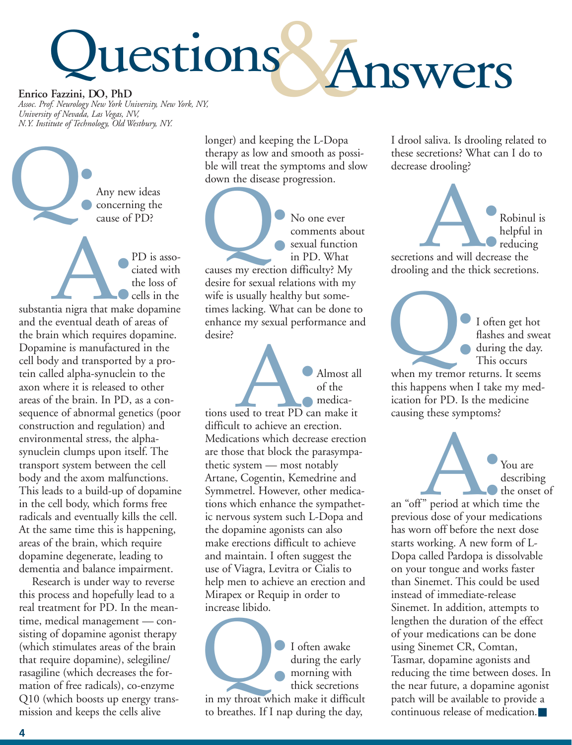# Questions & Answers

**Enrico Fazzini, DO, PhD**
*Assoc. Prof. Neurology New York University, New York, NY, University of Nevada, Las Vegas, NV, N.Y. Institute of Technology, Old Westbury, NY.*

**Q:** Any new ideas concerning the cause of PD?

**A:** PD is associated with the loss of cells in the substantia nigra that make dopamine and the eventual death of areas of the brain which requires dopamine. Dopamine is manufactured in the cell body and transported by a protein called alpha-synuclein to the axon where it is released to other areas of the brain. In PD, as a consequence of abnormal genetics (poor construction and regulation) and environmental stress, the alpha-synuclein clumps upon itself. The transport system between the cell body and the axom malfunctions. This leads to a build-up of dopamine in the cell body, which forms free radicals and eventually kills the cell. At the same time this is happening, areas of the brain, which require dopamine degenerate, leading to dementia and balance impairment.

Research is under way to reverse this process and hopefully lead to a real treatment for PD. In the meantime, medical management — consisting of dopamine agonist therapy (which stimulates areas of the brain that require dopamine), selegiline/rasagiline (which decreases the formation of free radicals), co-enzyme Q10 (which boosts up energy transmission and keeps the cells alive longer) and keeping the L-Dopa therapy as low and smooth as possible will treat the symptoms and slow down the disease progression.

**Q:** No one ever comments about sexual function in PD. What causes my erection difficulty? My desire for sexual relations with my wife is usually healthy but sometimes lacking. What can be done to enhance my sexual performance and desire?

**A:** Almost all of the medications used to treat PD can make it difficult to achieve an erection. Medications which decrease erection are those that block the parasympathetic system — most notably Artane, Cogentin, Kemedrine and Symmetrel. However, other medications which enhance the sympathetic nervous system such L-Dopa and the dopamine agonists can also make erections difficult to achieve and maintain. I often suggest the use of Viagra, Levitra or Cialis to help men to achieve an erection and Mirapex or Requip in order to increase libido.

**Q:** I often awake during the early morning with thick secretions in my throat which make it difficult to breathes. If I nap during the day, I drool saliva. Is drooling related to these secretions? What can I do to decrease drooling?

**A:** Robinul is helpful in reducing secretions and will decrease the drooling and the thick secretions.

**Q:** I often get hot flashes and sweat during the day. This occurs when my tremor returns. It seems this happens when I take my medication for PD. Is the medicine causing these symptoms?

**A:** You are describing the onset of an "off" period at which time the previous dose of your medications has worn off before the next dose starts working. A new form of L-Dopa called Pardopa is dissolvable on your tongue and works faster than Sinemet. This could be used instead of immediate-release Sinemet. In addition, attempts to lengthen the duration of the effect of your medications can be done using Sinemet CR, Comtan, Tasmar, dopamine agonists and reducing the time between doses. In the near future, a dopamine agonist patch will be available to provide a continuous release of medication. ■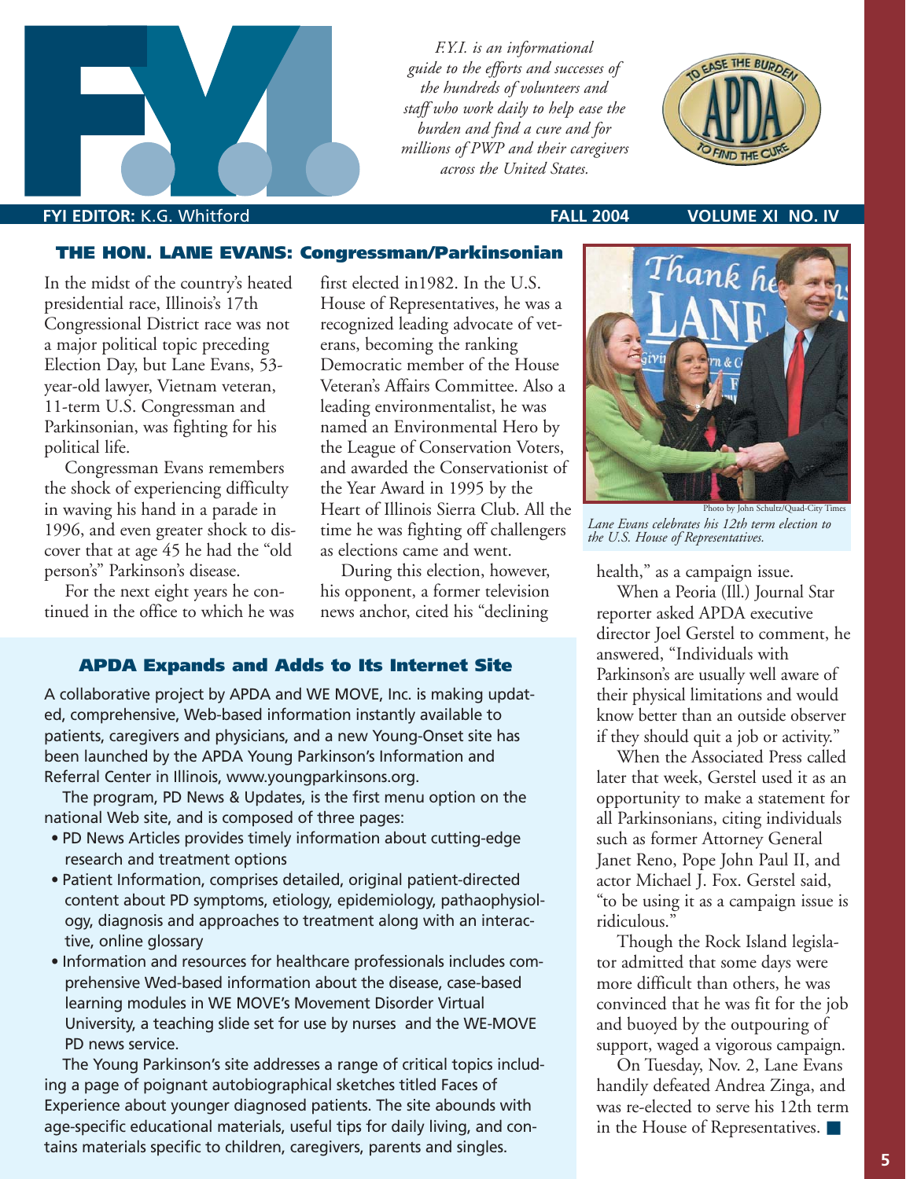# F.Y.I.

*F.Y.I. is an informational guide to the efforts and successes of the hundreds of volunteers and staff who work daily to help ease the burden and find a cure and for millions of PWP and their caregivers across the United States.*

**FYI EDITOR:** K.G. Whitford — **FALL 2004** — **VOLUME XI NO. IV**

## THE HON. LANE EVANS: Congressman/Parkinsonian

In the midst of the country's heated presidential race, Illinois's 17th Congressional District race was not a major political topic preceding Election Day, but Lane Evans, 53-year-old lawyer, Vietnam veteran, 11-term U.S. Congressman and Parkinsonian, was fighting for his political life.

Congressman Evans remembers the shock of experiencing difficulty in waving his hand in a parade in 1996, and even greater shock to discover that at age 45 he had the "old person's" Parkinson's disease.

For the next eight years he continued in the office to which he was first elected in1982. In the U.S. House of Representatives, he was a recognized leading advocate of veterans, becoming the ranking Democratic member of the House Veteran's Affairs Committee. Also a leading environmentalist, he was named an Environmental Hero by the League of Conservation Voters, and awarded the Conservationist of the Year Award in 1995 by the Heart of Illinois Sierra Club. All the time he was fighting off challengers as elections came and went.

During this election, however, his opponent, a former television news anchor, cited his "declining health," as a campaign issue.

When a Peoria (Ill.) Journal Star reporter asked APDA executive director Joel Gerstel to comment, he answered, "Individuals with Parkinson's are usually well aware of their physical limitations and would know better than an outside observer if they should quit a job or activity."

When the Associated Press called later that week, Gerstel used it as an opportunity to make a statement for all Parkinsonians, citing individuals such as former Attorney General Janet Reno, Pope John Paul II, and actor Michael J. Fox. Gerstel said, "to be using it as a campaign issue is ridiculous."

Though the Rock Island legislator admitted that some days were more difficult than others, he was convinced that he was fit for the job and buoyed by the outpouring of support, waged a vigorous campaign.

On Tuesday, Nov. 2, Lane Evans handily defeated Andrea Zinga, and was re-elected to serve his 12th term in the House of Representatives. ■

Photo by John Schultz/Quad-City Times

*Lane Evans celebrates his 12th term election to the U.S. House of Representatives.*

## APDA Expands and Adds to Its Internet Site

A collaborative project by APDA and WE MOVE, Inc. is making updated, comprehensive, Web-based information instantly available to patients, caregivers and physicians, and a new Young-Onset site has been launched by the APDA Young Parkinson's Information and Referral Center in Illinois, www.youngparkinsons.org.

The program, PD News & Updates, is the first menu option on the national Web site, and is composed of three pages:

- PD News Articles provides timely information about cutting-edge research and treatment options
- Patient Information, comprises detailed, original patient-directed content about PD symptoms, etiology, epidemiology, pathaophysiology, diagnosis and approaches to treatment along with an interactive, online glossary
- Information and resources for healthcare professionals includes comprehensive Wed-based information about the disease, case-based learning modules in WE MOVE's Movement Disorder Virtual University, a teaching slide set for use by nurses and the WE-MOVE PD news service.

The Young Parkinson's site addresses a range of critical topics including a page of poignant autobiographical sketches titled Faces of Experience about younger diagnosed patients. The site abounds with age-specific educational materials, useful tips for daily living, and contains materials specific to children, caregivers, parents and singles.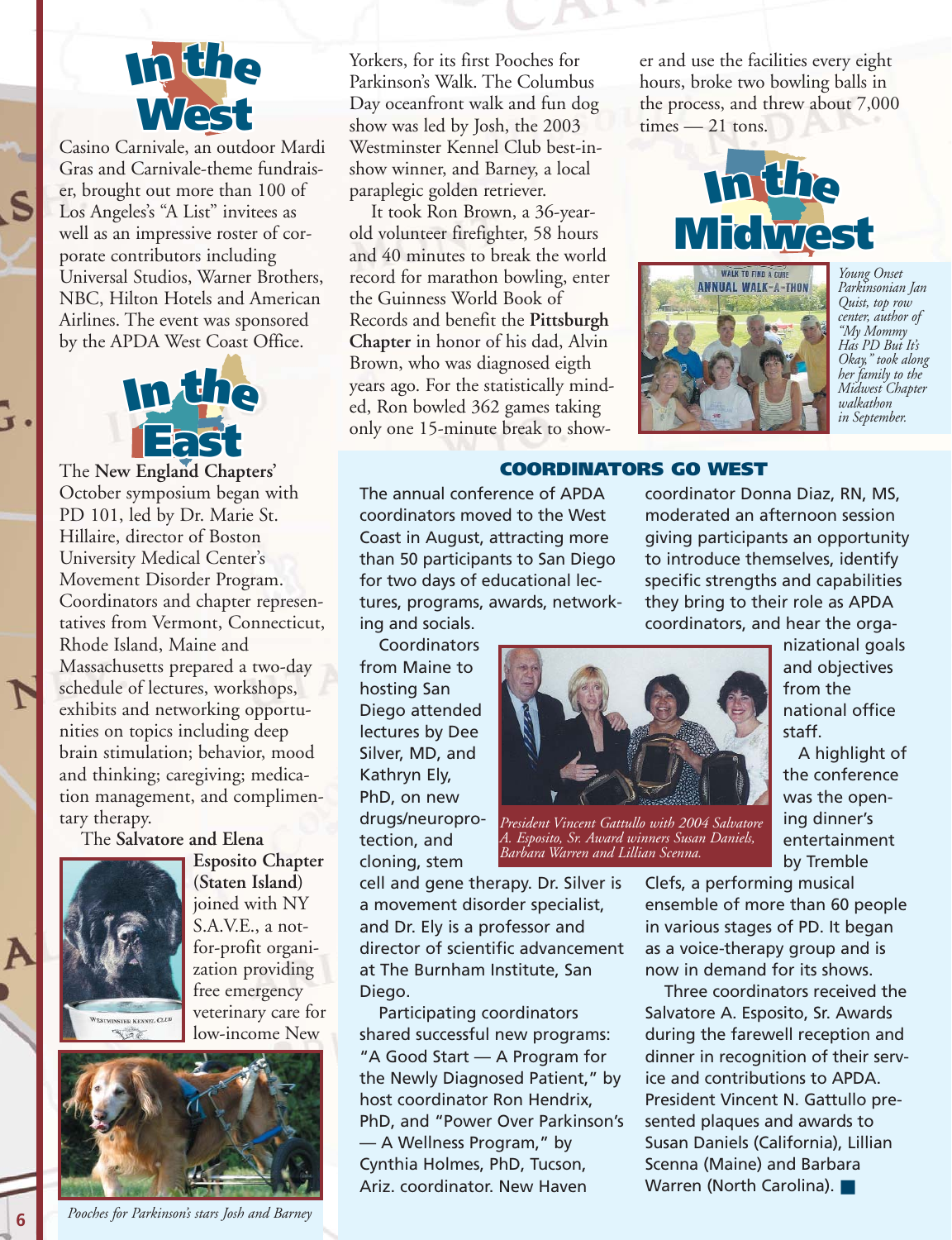## In the West

Casino Carnivale, an outdoor Mardi Gras and Carnivale-theme fundraiser, brought out more than 100 of Los Angeles's "A List" invitees as well as an impressive roster of corporate contributors including Universal Studios, Warner Brothers, NBC, Hilton Hotels and American Airlines. The event was sponsored by the APDA West Coast Office.

## In the East

The **New England Chapters'** October symposium began with PD 101, led by Dr. Marie St. Hillaire, director of Boston University Medical Center's Movement Disorder Program. Coordinators and chapter representatives from Vermont, Connecticut, Rhode Island, Maine and Massachusetts prepared a two-day schedule of lectures, workshops, exhibits and networking opportunities on topics including deep brain stimulation; behavior, mood and thinking; caregiving; medication management, and complimentary therapy.

The **Salvatore and Elena Esposito Chapter (Staten Island)** joined with NY S.A.V.E., a not-for-profit organization providing free emergency veterinary care for low-income New Yorkers, for its first Pooches for Parkinson's Walk. The Columbus Day oceanfront walk and fun dog show was led by Josh, the 2003 Westminster Kennel Club best-in-show winner, and Barney, a local paraplegic golden retriever.

*Pooches for Parkinson's stars Josh and Barney*

It took Ron Brown, a 36-year-old volunteer firefighter, 58 hours and 40 minutes to break the world record for marathon bowling, enter the Guinness World Book of Records and benefit the **Pittsburgh Chapter** in honor of his dad, Alvin Brown, who was diagnosed eigth years ago. For the statistically minded, Ron bowled 362 games taking only one 15-minute break to shower and use the facilities every eight hours, broke two bowling balls in the process, and threw about 7,000 times — 21 tons.

## In the Midwest

*Young Onset Parkinsonian Jan Quist, top row center, author of "My Mommy Has PD But It's Okay," took along her family to the Midwest Chapter walkathon in September.*

## COORDINATORS GO WEST

The annual conference of APDA coordinators moved to the West Coast in August, attracting more than 50 participants to San Diego for two days of educational lectures, programs, awards, networking and socials.

Coordinators from Maine to hosting San Diego attended lectures by Dee Silver, MD, and Kathryn Ely, PhD, on new drugs/neuroprotection, and cloning, stem cell and gene therapy. Dr. Silver is a movement disorder specialist, and Dr. Ely is a professor and director of scientific advancement at The Burnham Institute, San Diego.

Participating coordinators shared successful new programs: "A Good Start — A Program for the Newly Diagnosed Patient," by host coordinator Ron Hendrix, PhD, and "Power Over Parkinson's — A Wellness Program," by Cynthia Holmes, PhD, Tucson, Ariz. coordinator. New Haven coordinator Donna Diaz, RN, MS, moderated an afternoon session giving participants an opportunity to introduce themselves, identify specific strengths and capabilities they bring to their role as APDA coordinators, and hear the organizational goals and objectives from the national office staff.

*President Vincent Gattullo with 2004 Salvatore A. Esposito, Sr. Award winners Susan Daniels, Barbara Warren and Lillian Scenna.*

A highlight of the conference was the opening dinner's entertainment by Tremble Clefs, a performing musical ensemble of more than 60 people in various stages of PD. It began as a voice-therapy group and is now in demand for its shows.

Three coordinators received the Salvatore A. Esposito, Sr. Awards during the farewell reception and dinner in recognition of their service and contributions to APDA. President Vincent N. Gattullo presented plaques and awards to Susan Daniels (California), Lillian Scenna (Maine) and Barbara Warren (North Carolina). ■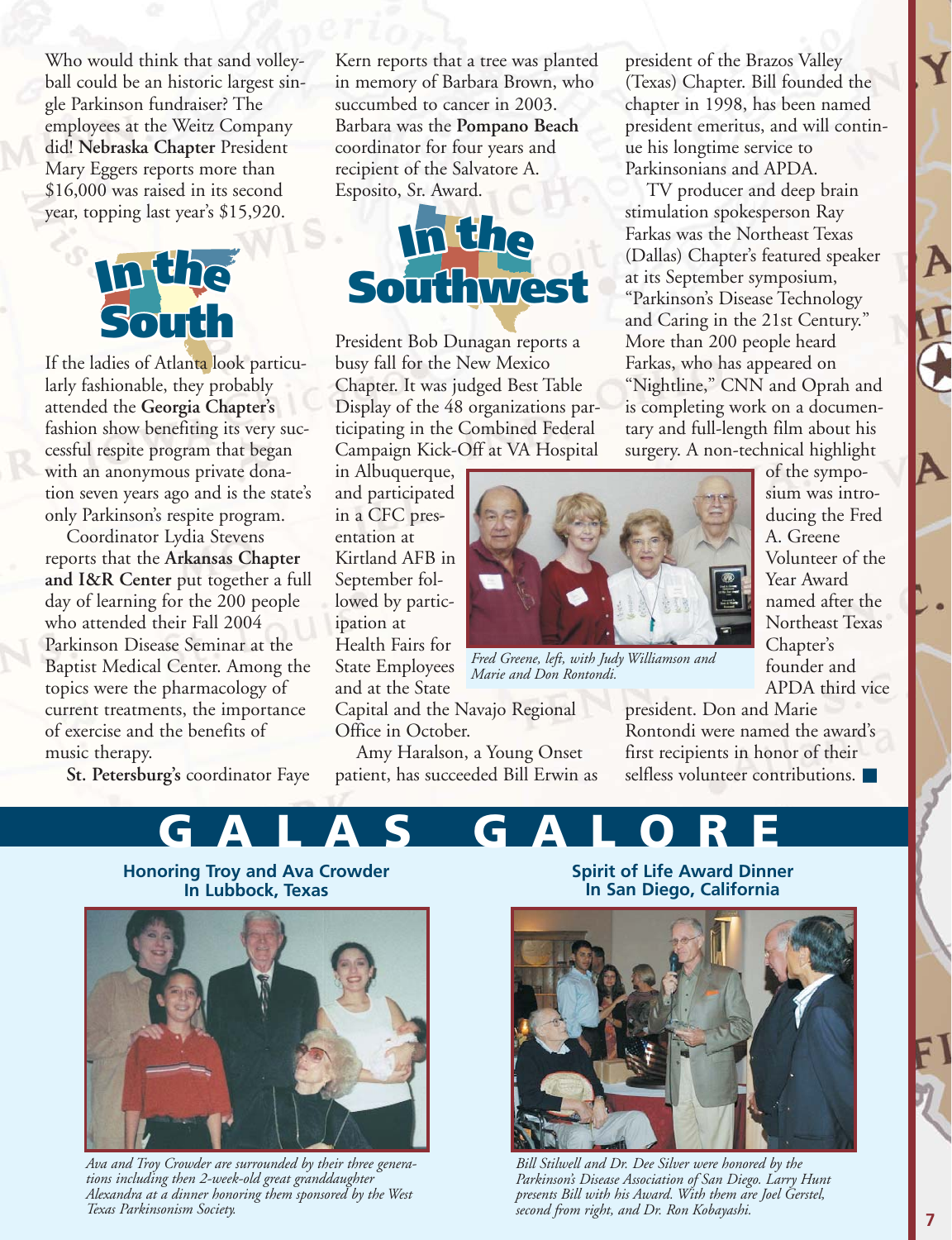Who would think that sand volleyball could be an historic largest single Parkinson fundraiser? The employees at the Weitz Company did! **Nebraska Chapter** President Mary Eggers reports more than $16,000 was raised in its second year, topping last year's $15,920.

## In the South

If the ladies of Atlanta look particularly fashionable, they probably attended the **Georgia Chapter's** fashion show benefiting its very successful respite program that began with an anonymous private donation seven years ago and is the state's only Parkinson's respite program.

Coordinator Lydia Stevens reports that the **Arkansas Chapter and I&R Center** put together a full day of learning for the 200 people who attended their Fall 2004 Parkinson Disease Seminar at the Baptist Medical Center. Among the topics were the pharmacology of current treatments, the importance of exercise and the benefits of music therapy.

**St. Petersburg's** coordinator Faye Kern reports that a tree was planted in memory of Barbara Brown, who succumbed to cancer in 2003. Barbara was the **Pompano Beach** coordinator for four years and recipient of the Salvatore A. Esposito, Sr. Award.

## In the Southwest

President Bob Dunagan reports a busy fall for the New Mexico Chapter. It was judged Best Table Display of the 48 organizations participating in the Combined Federal Campaign Kick-Off at VA Hospital in Albuquerque, and participated in a CFC presentation at Kirtland AFB in September followed by participation at Health Fairs for State Employees and at the State Capital and the Navajo Regional Office in October.

Amy Haralson, a Young Onset patient, has succeeded Bill Erwin as president of the Brazos Valley (Texas) Chapter. Bill founded the chapter in 1998, has been named president emeritus, and will continue his longtime service to Parkinsonians and APDA.

TV producer and deep brain stimulation spokesperson Ray Farkas was the Northeast Texas (Dallas) Chapter's featured speaker at its September symposium, "Parkinson's Disease Technology and Caring in the 21st Century." More than 200 people heard Farkas, who has appeared on "Nightline," CNN and Oprah and is completing work on a documentary and full-length film about his surgery. A non-technical highlight of the symposium was introducing the Fred A. Greene Volunteer of the Year Award named after the Northeast Texas Chapter's founder and APDA third vice president. Don and Marie Rontondi were named the award's first recipients in honor of their selfless volunteer contributions.

*Fred Greene, left, with Judy Williamson and Marie and Don Rontondi.*

# GALAS GALORE

### Honoring Troy and Ava Crowder In Lubbock, Texas

*Ava and Troy Crowder are surrounded by their three generations including then 2-week-old great granddaughter Alexandra at a dinner honoring them sponsored by the West Texas Parkinsonism Society.*

### Spirit of Life Award Dinner In San Diego, California

*Bill Stilwell and Dr. Dee Silver were honored by the Parkinson's Disease Association of San Diego. Larry Hunt presents Bill with his Award. With them are Joel Gerstel, second from right, and Dr. Ron Kobayashi.*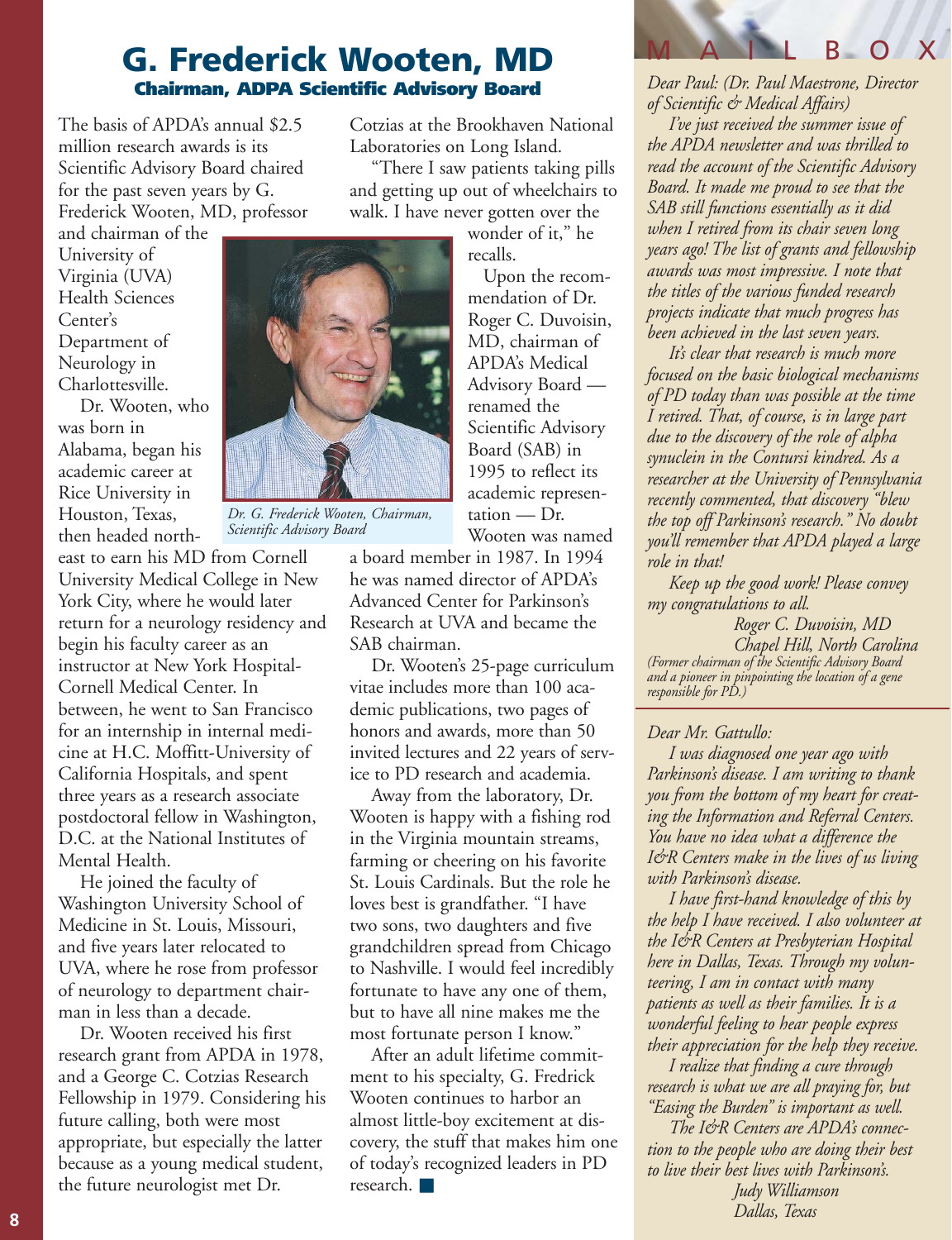# G. Frederick Wooten, MD

### Chairman, ADPA Scientific Advisory Board

The basis of APDA's annual $2.5 million research awards is its Scientific Advisory Board chaired for the past seven years by G. Frederick Wooten, MD, professor and chairman of the University of Virginia (UVA) Health Sciences Center's Department of Neurology in Charlottesville.

Dr. Wooten, who was born in Alabama, began his academic career at Rice University in Houston, Texas, then headed northeast to earn his MD from Cornell University Medical College in New York City, where he would later return for a neurology residency and begin his faculty career as an instructor at New York Hospital-Cornell Medical Center. In between, he went to San Francisco for an internship in internal medicine at H.C. Moffitt-University of California Hospitals, and spent three years as a research associate postdoctoral fellow in Washington, D.C. at the National Institutes of Mental Health.

He joined the faculty of Washington University School of Medicine in St. Louis, Missouri, and five years later relocated to UVA, where he rose from professor of neurology to department chairman in less than a decade.

Dr. Wooten received his first research grant from APDA in 1978, and a George C. Cotzias Research Fellowship in 1979. Considering his future calling, both were most appropriate, but especially the latter because as a young medical student, the future neurologist met Dr. Cotzias at the Brookhaven National Laboratories on Long Island.

"There I saw patients taking pills and getting up out of wheelchairs to walk. I have never gotten over the wonder of it," he recalls.

*Dr. G. Frederick Wooten, Chairman, Scientific Advisory Board*

Upon the recommendation of Dr. Roger C. Duvoisin, MD, chairman of APDA's Medical Advisory Board — renamed the Scientific Advisory Board (SAB) in 1995 to reflect its academic representation — Dr. Wooten was named a board member in 1987. In 1994 he was named director of APDA's Advanced Center for Parkinson's Research at UVA and became the SAB chairman.

Dr. Wooten's 25-page curriculum vitae includes more than 100 academic publications, two pages of honors and awards, more than 50 invited lectures and 22 years of service to PD research and academia.

Away from the laboratory, Dr. Wooten is happy with a fishing rod in the Virginia mountain streams, farming or cheering on his favorite St. Louis Cardinals. But the role he loves best is grandfather. "I have two sons, two daughters and five grandchildren spread from Chicago to Nashville. I would feel incredibly fortunate to have any one of them, but to have all nine makes me the most fortunate person I know."

After an adult lifetime commitment to his specialty, G. Fredrick Wooten continues to harbor an almost little-boy excitement at discovery, the stuff that makes him one of today's recognized leaders in PD research. ■

## MAILBOX

*Dear Paul: (Dr. Paul Maestrone, Director of Scientific & Medical Affairs)*

*I've just received the summer issue of the APDA newsletter and was thrilled to read the account of the Scientific Advisory Board. It made me proud to see that the SAB still functions essentially as it did when I retired from its chair seven long years ago! The list of grants and fellowship awards was most impressive. I note that the titles of the various funded research projects indicate that much progress has been achieved in the last seven years.*

*It's clear that research is much more focused on the basic biological mechanisms of PD today than was possible at the time I retired. That, of course, is in large part due to the discovery of the role of alpha synuclein in the Contursi kindred. As a researcher at the University of Pennsylvania recently commented, that discovery "blew the top off Parkinson's research." No doubt you'll remember that APDA played a large role in that!*

*Keep up the good work! Please convey my congratulations to all.*

*Roger C. Duvoisin, MD*
*Chapel Hill, North Carolina*

*(Former chairman of the Scientific Advisory Board and a pioneer in pinpointing the location of a gene responsible for PD.)*

---

*Dear Mr. Gattullo:*

*I was diagnosed one year ago with Parkinson's disease. I am writing to thank you from the bottom of my heart for creating the Information and Referral Centers. You have no idea what a difference the I&R Centers make in the lives of us living with Parkinson's disease.*

*I have first-hand knowledge of this by the help I have received. I also volunteer at the I&R Centers at Presbyterian Hospital here in Dallas, Texas. Through my volunteering, I am in contact with many patients as well as their families. It is a wonderful feeling to hear people express their appreciation for the help they receive.*

*I realize that finding a cure through research is what we are all praying for, but "Easing the Burden" is important as well.*

*The I&R Centers are APDA's connection to the people who are doing their best to live their best lives with Parkinson's.*

*Judy Williamson*
*Dallas, Texas*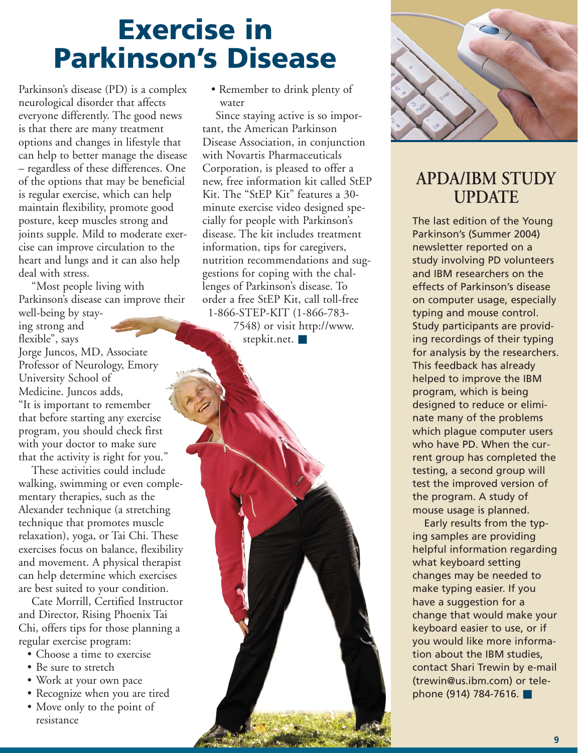# Exercise in Parkinson's Disease

Parkinson's disease (PD) is a complex neurological disorder that affects everyone differently. The good news is that there are many treatment options and changes in lifestyle that can help to better manage the disease – regardless of these differences. One of the options that may be beneficial is regular exercise, which can help maintain flexibility, promote good posture, keep muscles strong and joints supple. Mild to moderate exercise can improve circulation to the heart and lungs and it can also help deal with stress.

"Most people living with Parkinson's disease can improve their well-being by staying strong and flexible", says Jorge Juncos, MD, Associate Professor of Neurology, Emory University School of Medicine. Juncos adds, "It is important to remember that before starting any exercise program, you should check first with your doctor to make sure that the activity is right for you."

These activities could include walking, swimming or even complementary therapies, such as the Alexander technique (a stretching technique that promotes muscle relaxation), yoga, or Tai Chi. These exercises focus on balance, flexibility and movement. A physical therapist can help determine which exercises are best suited to your condition.

Cate Morrill, Certified Instructor and Director, Rising Phoenix Tai Chi, offers tips for those planning a regular exercise program:

- Choose a time to exercise
- Be sure to stretch
- Work at your own pace
- Recognize when you are tired
- Move only to the point of resistance
- Remember to drink plenty of water

Since staying active is so important, the American Parkinson Disease Association, in conjunction with Novartis Pharmaceuticals Corporation, is pleased to offer a new, free information kit called StEP Kit. The "StEP Kit" features a 30-minute exercise video designed specially for people with Parkinson's disease. The kit includes treatment information, tips for caregivers, nutrition recommendations and suggestions for coping with the challenges of Parkinson's disease. To order a free StEP Kit, call toll-free 1-866-STEP-KIT (1-866-783-7548) or visit http://www.stepkit.net. ■

## APDA/IBM STUDY UPDATE

The last edition of the Young Parkinson's (Summer 2004) newsletter reported on a study involving PD volunteers and IBM researchers on the effects of Parkinson's disease on computer usage, especially typing and mouse control. Study participants are providing recordings of their typing for analysis by the researchers. This feedback has already helped to improve the IBM program, which is being designed to reduce or eliminate many of the problems which plague computer users who have PD. When the current group has completed the testing, a second group will test the improved version of the program. A study of mouse usage is planned.

Early results from the typing samples are providing helpful information regarding what keyboard setting changes may be needed to make typing easier. If you have a suggestion for a change that would make your keyboard easier to use, or if you would like more information about the IBM studies, contact Shari Trewin by e-mail (trewin@us.ibm.com) or telephone (914) 784-7616. ■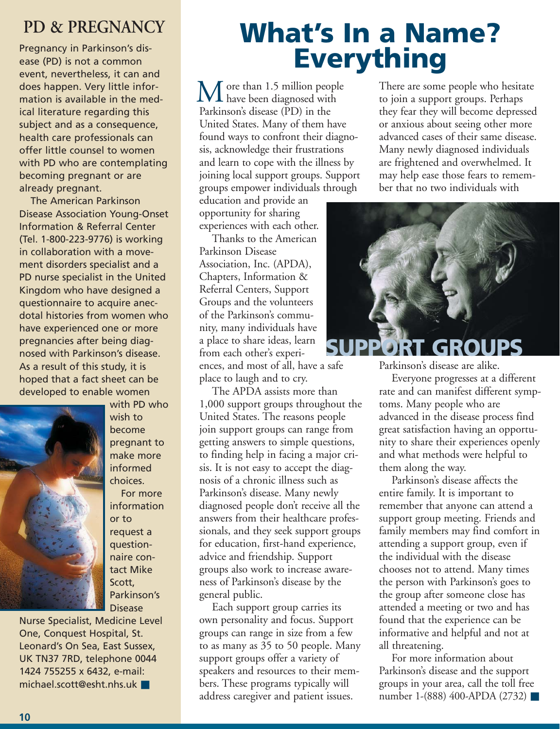## PD & PREGNANCY

Pregnancy in Parkinson's disease (PD) is not a common event, nevertheless, it can and does happen. Very little information is available in the medical literature regarding this subject and as a consequence, health care professionals can offer little counsel to women with PD who are contemplating becoming pregnant or are already pregnant.

The American Parkinson Disease Association Young-Onset Information & Referral Center (Tel. 1-800-223-9776) is working in collaboration with a movement disorders specialist and a PD nurse specialist in the United Kingdom who have designed a questionnaire to acquire anecdotal histories from women who have experienced one or more pregnancies after being diagnosed with Parkinson's disease. As a result of this study, it is hoped that a fact sheet can be developed to enable women with PD who wish to become pregnant to make more informed choices.

For more information or to request a questionnaire contact Mike Scott, Parkinson's Disease Nurse Specialist, Medicine Level One, Conquest Hospital, St. Leonard's On Sea, East Sussex, UK TN37 7RD, telephone 0044 1424 755255 x 6432, e-mail: michael.scott@esht.nhs.uk

# What's In a Name? Everything

More than 1.5 million people have been diagnosed with Parkinson's disease (PD) in the United States. Many of them have found ways to confront their diagnosis, acknowledge their frustrations and learn to cope with the illness by joining local support groups. Support groups empower individuals through education and provide an opportunity for sharing experiences with each other.

Thanks to the American Parkinson Disease Association, Inc. (APDA), Chapters, Information & Referral Centers, Support Groups and the volunteers of the Parkinson's community, many individuals have a place to share ideas, learn from each other's experiences, and most of all, have a safe place to laugh and to cry.

The APDA assists more than 1,000 support groups throughout the United States. The reasons people join support groups can range from getting answers to simple questions, to finding help in facing a major crisis. It is not easy to accept the diagnosis of a chronic illness such as Parkinson's disease. Many newly diagnosed people don't receive all the answers from their healthcare professionals, and they seek support groups for education, first-hand experience, advice and friendship. Support groups also work to increase awareness of Parkinson's disease by the general public.

Each support group carries its own personality and focus. Support groups can range in size from a few to as many as 35 to 50 people. Many support groups offer a variety of speakers and resources to their members. These programs typically will address caregiver and patient issues.

There are some people who hesitate to join a support groups. Perhaps they fear they will become depressed or anxious about seeing other more advanced cases of their same disease. Many newly diagnosed individuals are frightened and overwhelmed. It may help ease those fears to remember that no two individuals with Parkinson's disease are alike.

## SUPPORT GROUPS

Everyone progresses at a different rate and can manifest different symptoms. Many people who are advanced in the disease process find great satisfaction having an opportunity to share their experiences openly and what methods were helpful to them along the way.

Parkinson's disease affects the entire family. It is important to remember that anyone can attend a support group meeting. Friends and family members may find comfort in attending a support group, even if the individual with the disease chooses not to attend. Many times the person with Parkinson's goes to the group after someone close has attended a meeting or two and has found that the experience can be informative and helpful and not at all threatening.

For more information about Parkinson's disease and the support groups in your area, call the toll free number 1-(888) 400-APDA (2732)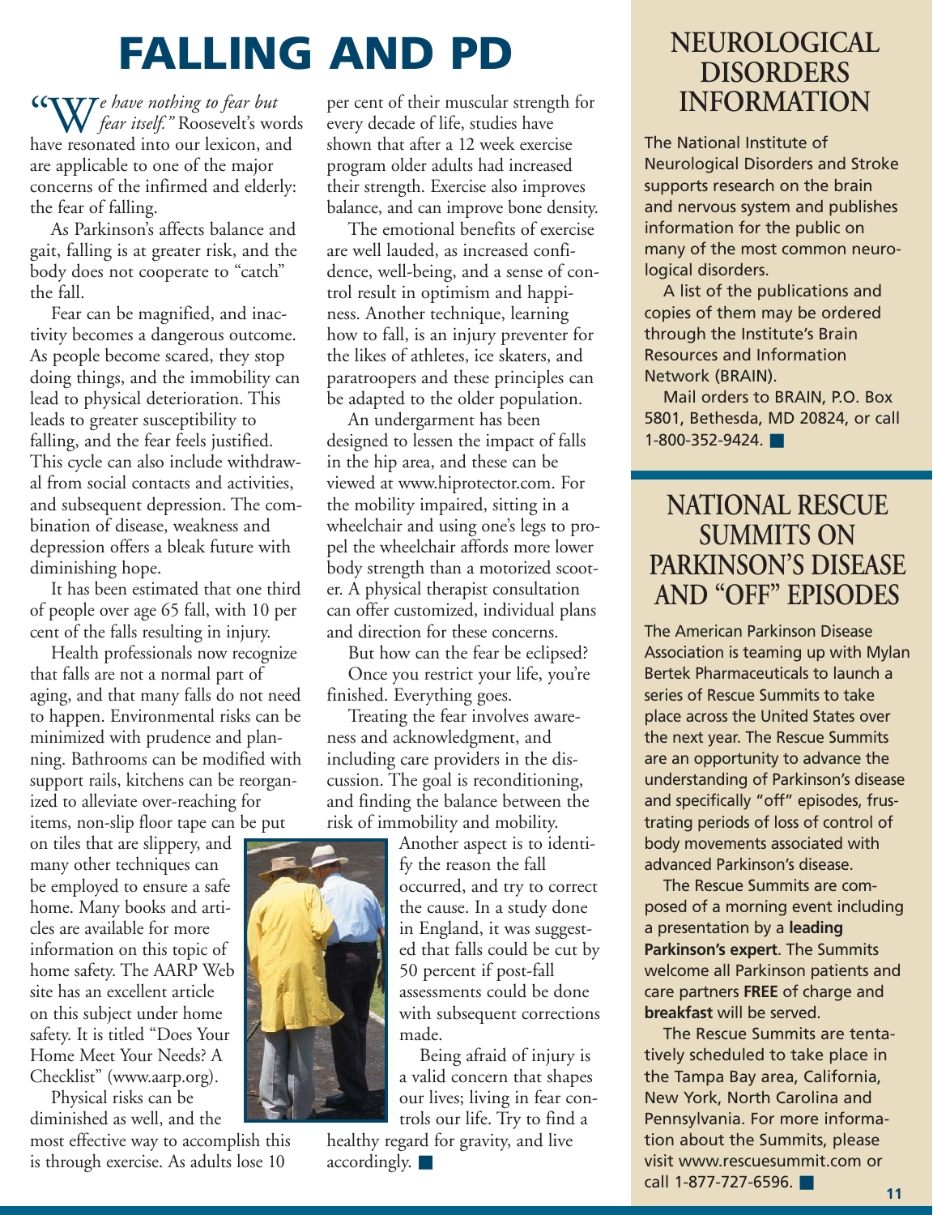# FALLING AND PD

"*We have nothing to fear but fear itself.*" Roosevelt's words have resonated into our lexicon, and are applicable to one of the major concerns of the infirmed and elderly: the fear of falling.

As Parkinson's affects balance and gait, falling is at greater risk, and the body does not cooperate to "catch" the fall.

Fear can be magnified, and inactivity becomes a dangerous outcome. As people become scared, they stop doing things, and the immobility can lead to physical deterioration. This leads to greater susceptibility to falling, and the fear feels justified. This cycle can also include withdrawal from social contacts and activities, and subsequent depression. The combination of disease, weakness and depression offers a bleak future with diminishing hope.

It has been estimated that one third of people over age 65 fall, with 10 per cent of the falls resulting in injury.

Health professionals now recognize that falls are not a normal part of aging, and that many falls do not need to happen. Environmental risks can be minimized with prudence and planning. Bathrooms can be modified with support rails, kitchens can be reorganized to alleviate over-reaching for items, non-slip floor tape can be put on tiles that are slippery, and many other techniques can be employed to ensure a safe home. Many books and articles are available for more information on this topic of home safety. The AARP Web site has an excellent article on this subject under home safety. It is titled "Does Your Home Meet Your Needs? A Checklist" (www.aarp.org).

Physical risks can be diminished as well, and the most effective way to accomplish this is through exercise. As adults lose 10 per cent of their muscular strength for every decade of life, studies have shown that after a 12 week exercise program older adults had increased their strength. Exercise also improves balance, and can improve bone density.

The emotional benefits of exercise are well lauded, as increased confidence, well-being, and a sense of control result in optimism and happiness. Another technique, learning how to fall, is an injury preventer for the likes of athletes, ice skaters, and paratroopers and these principles can be adapted to the older population.

An undergarment has been designed to lessen the impact of falls in the hip area, and these can be viewed at www.hiprotector.com. For the mobility impaired, sitting in a wheelchair and using one's legs to propel the wheelchair affords more lower body strength than a motorized scooter. A physical therapist consultation can offer customized, individual plans and direction for these concerns.

But how can the fear be eclipsed?

Once you restrict your life, you're finished. Everything goes.

Treating the fear involves awareness and acknowledgment, and including care providers in the discussion. The goal is reconditioning, and finding the balance between the risk of immobility and mobility.

Another aspect is to identify the reason the fall occurred, and try to correct the cause. In a study done in England, it was suggested that falls could be cut by 50 percent if post-fall assessments could be done with subsequent corrections made.

Being afraid of injury is a valid concern that shapes our lives; living in fear controls our life. Try to find a healthy regard for gravity, and live accordingly. ■

## NEUROLOGICAL DISORDERS INFORMATION

The National Institute of Neurological Disorders and Stroke supports research on the brain and nervous system and publishes information for the public on many of the most common neurological disorders.

A list of the publications and copies of them may be ordered through the Institute's Brain Resources and Information Network (BRAIN).

Mail orders to BRAIN, P.O. Box 5801, Bethesda, MD 20824, or call 1-800-352-9424. ■

## NATIONAL RESCUE SUMMITS ON PARKINSON'S DISEASE AND "OFF" EPISODES

The American Parkinson Disease Association is teaming up with Mylan Bertek Pharmaceuticals to launch a series of Rescue Summits to take place across the United States over the next year. The Rescue Summits are an opportunity to advance the understanding of Parkinson's disease and specifically "off" episodes, frustrating periods of loss of control of body movements associated with advanced Parkinson's disease.

The Rescue Summits are composed of a morning event including a presentation by a **leading Parkinson's expert**. The Summits welcome all Parkinson patients and care partners **FREE** of charge and **breakfast** will be served.

The Rescue Summits are tentatively scheduled to take place in the Tampa Bay area, California, New York, North Carolina and Pennsylvania. For more information about the Summits, please visit www.rescuesummit.com or call 1-877-727-6596. ■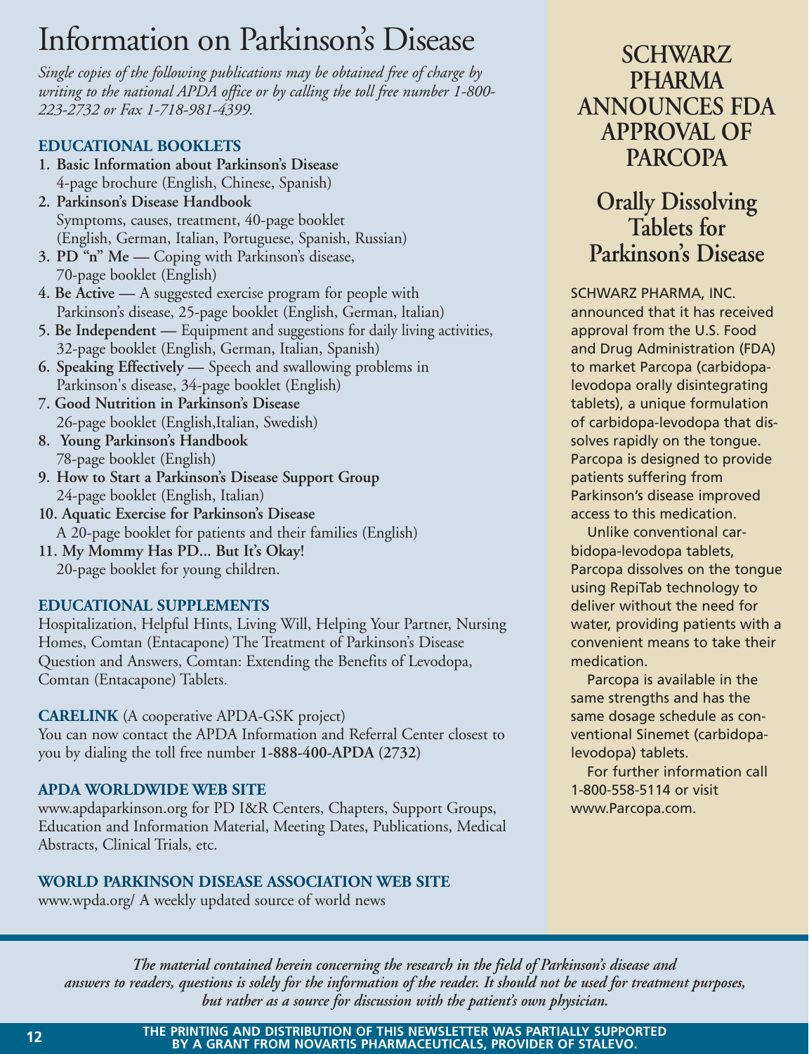# Information on Parkinson's Disease

*Single copies of the following publications may be obtained free of charge by writing to the national APDA office or by calling the toll free number 1-800-223-2732 or Fax 1-718-981-4399.*

### EDUCATIONAL BOOKLETS

1. **Basic Information about Parkinson's Disease**
   4-page brochure (English, Chinese, Spanish)
2. **Parkinson's Disease Handbook**
   Symptoms, causes, treatment, 40-page booklet (English, German, Italian, Portuguese, Spanish, Russian)
3. **PD "n" Me —** Coping with Parkinson's disease, 70-page booklet (English)
4. **Be Active —** A suggested exercise program for people with Parkinson's disease, 25-page booklet (English, German, ltalian)
5. **Be Independent —** Equipment and suggestions for daily living activities, 32-page booklet (English, German, Italian, Spanish)
6. **Speaking Effectively —** Speech and swallowing problems in Parkinson's disease, 34-page booklet (English)
7. **Good Nutrition in Parkinson's Disease**
   26-page booklet (English,Italian, Swedish)
8. **Young Parkinson's Handbook**
   78-page booklet (English)
9. **How to Start a Parkinson's Disease Support Group**
   24-page booklet (English, Italian)
10. **Aquatic Exercise for Parkinson's Disease**
    A 20-page booklet for patients and their families (English)
11. **My Mommy Has PD... But It's Okay!**
    20-page booklet for young children.

### EDUCATIONAL SUPPLEMENTS

Hospitalization, Helpful Hints, Living Will, Helping Your Partner, Nursing Homes, Comtan (Entacapone) The Treatment of Parkinson's Disease Question and Answers, Comtan: Extending the Benefits of Levodopa, Comtan (Entacapone) Tablets.

### CARELINK (A cooperative APDA-GSK project)

You can now contact the APDA Information and Referral Center closest to you by dialing the toll free number **1-888-400-APDA (2732)**

### APDA WORLDWIDE WEB SITE

www.apdaparkinson.org for PD I&R Centers, Chapters, Support Groups, Education and Information Material, Meeting Dates, Publications, Medical Abstracts, Clinical Trials, etc.

### WORLD PARKINSON DISEASE ASSOCIATION WEB SITE

www.wpda.org/ A weekly updated source of world news

## SCHWARZ PHARMA ANNOUNCES FDA APPROVAL OF PARCOPA

## Orally Dissolving Tablets for Parkinson's Disease

SCHWARZ PHARMA, INC. announced that it has received approval from the U.S. Food and Drug Administration (FDA) to market Parcopa (carbidopa-levodopa orally disintegrating tablets), a unique formulation of carbidopa-levodopa that dissolves rapidly on the tongue. Parcopa is designed to provide patients suffering from Parkinson's disease improved access to this medication.

Unlike conventional carbidopa-levodopa tablets, Parcopa dissolves on the tongue using RepiTab technology to deliver without the need for water, providing patients with a convenient means to take their medication.

Parcopa is available in the same strengths and has the same dosage schedule as conventional Sinemet (carbidopa-levodopa) tablets.

For further information call 1-800-558-5114 or visit www.Parcopa.com.

***The material contained herein concerning the research in the field of Parkinson's disease and answers to readers, questions is solely for the information of the reader. It should not be used for treatment purposes, but rather as a source for discussion with the patient's own physician.***

**THE PRINTING AND DISTRIBUTION OF THIS NEWSLETTER WAS PARTIALLY SUPPORTED BY A GRANT FROM NOVARTIS PHARMACEUTICALS, PROVIDER OF STALEVO.**